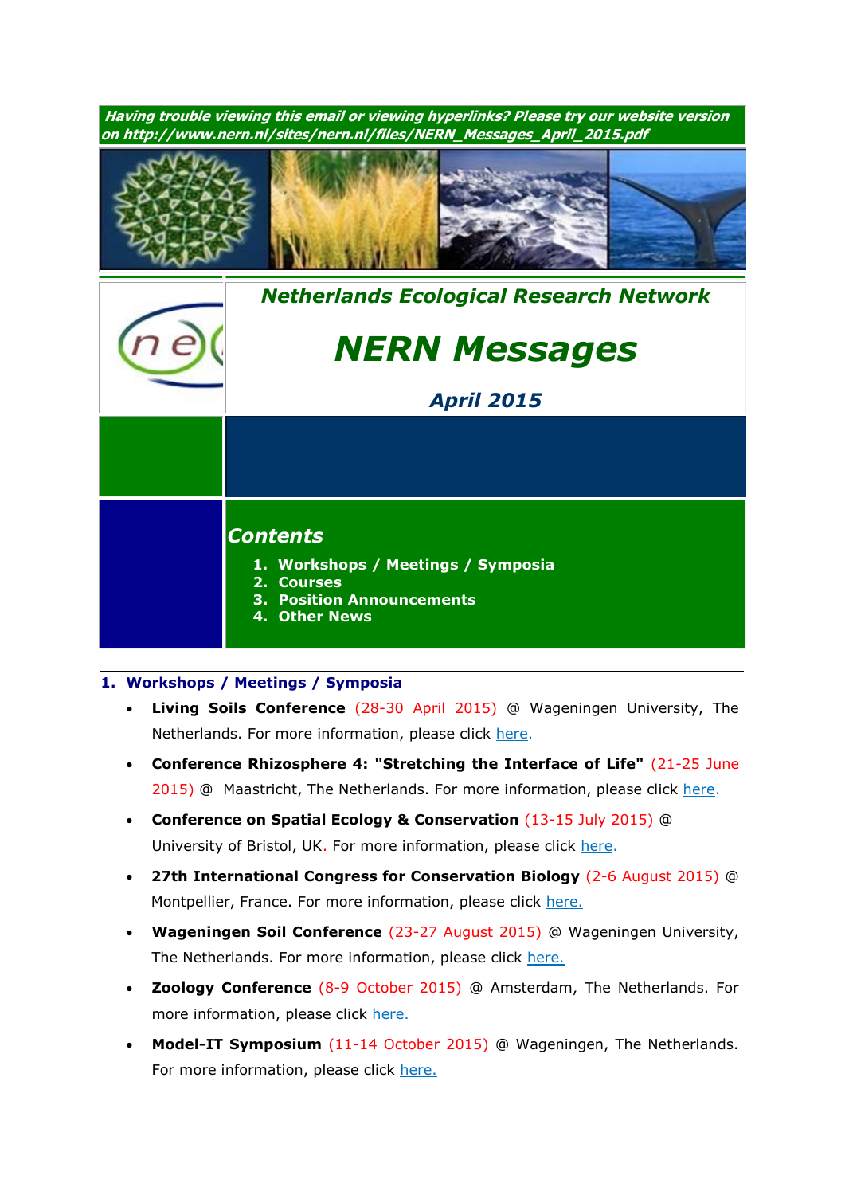*Having trouble viewing this email or viewing hyperlinks? Please try our website version on http://www.nern.nl/sites/nern.nl/files/NERN_Messages_April_2015.pdf*

## *Netherlands Ecological Research Network*

# *NERN Messages*

### *April 2015*

## *Contents*

1. **Workshops / Meetings / Symposia**
2. **Courses**
3. **Position Announcements**
4. **Other News**

---

## 1. Workshops / Meetings / Symposia

- **Living Soils Conference** (28-30 April 2015) @ Wageningen University, The Netherlands. For more information, please click here.
- **Conference Rhizosphere 4: "Stretching the Interface of Life"** (21-25 June 2015) @ Maastricht, The Netherlands. For more information, please click here.
- **Conference on Spatial Ecology & Conservation** (13-15 July 2015) @ University of Bristol, UK. For more information, please click here.
- **27th International Congress for Conservation Biology** (2-6 August 2015) @ Montpellier, France. For more information, please click here.
- **Wageningen Soil Conference** (23-27 August 2015) @ Wageningen University, The Netherlands. For more information, please click here.
- **Zoology Conference** (8-9 October 2015) @ Amsterdam, The Netherlands. For more information, please click here.
- **Model-IT Symposium** (11-14 October 2015) @ Wageningen, The Netherlands. For more information, please click here.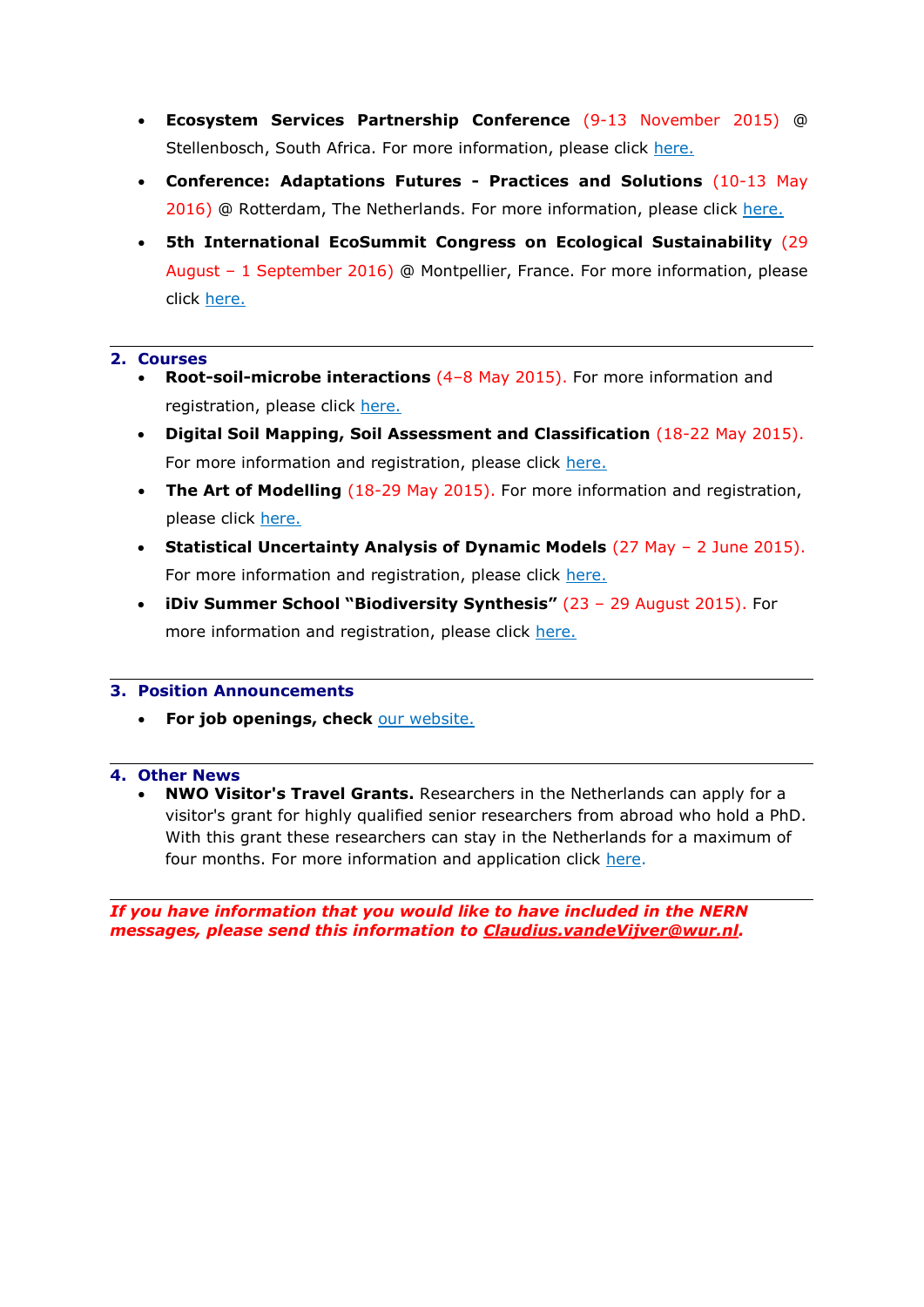- **Ecosystem Services Partnership Conference** (9-13 November 2015) @ Stellenbosch, South Africa. For more information, please click here.
- **Conference: Adaptations Futures - Practices and Solutions** (10-13 May 2016) @ Rotterdam, The Netherlands. For more information, please click here.
- **5th International EcoSummit Congress on Ecological Sustainability** (29 August – 1 September 2016) @ Montpellier, France. For more information, please click here.

## 2. Courses

- **Root-soil-microbe interactions** (4–8 May 2015). For more information and registration, please click here.
- **Digital Soil Mapping, Soil Assessment and Classification** (18-22 May 2015). For more information and registration, please click here.
- **The Art of Modelling** (18-29 May 2015). For more information and registration, please click here.
- **Statistical Uncertainty Analysis of Dynamic Models** (27 May – 2 June 2015). For more information and registration, please click here.
- **iDiv Summer School "Biodiversity Synthesis"** (23 – 29 August 2015). For more information and registration, please click here.

## 3. Position Announcements

- **For job openings, check** our website.

## 4. Other News

- **NWO Visitor's Travel Grants.** Researchers in the Netherlands can apply for a visitor's grant for highly qualified senior researchers from abroad who hold a PhD. With this grant these researchers can stay in the Netherlands for a maximum of four months. For more information and application click here.

***If you have information that you would like to have included in the NERN messages, please send this information to Claudius.vandeVijver@wur.nl.***